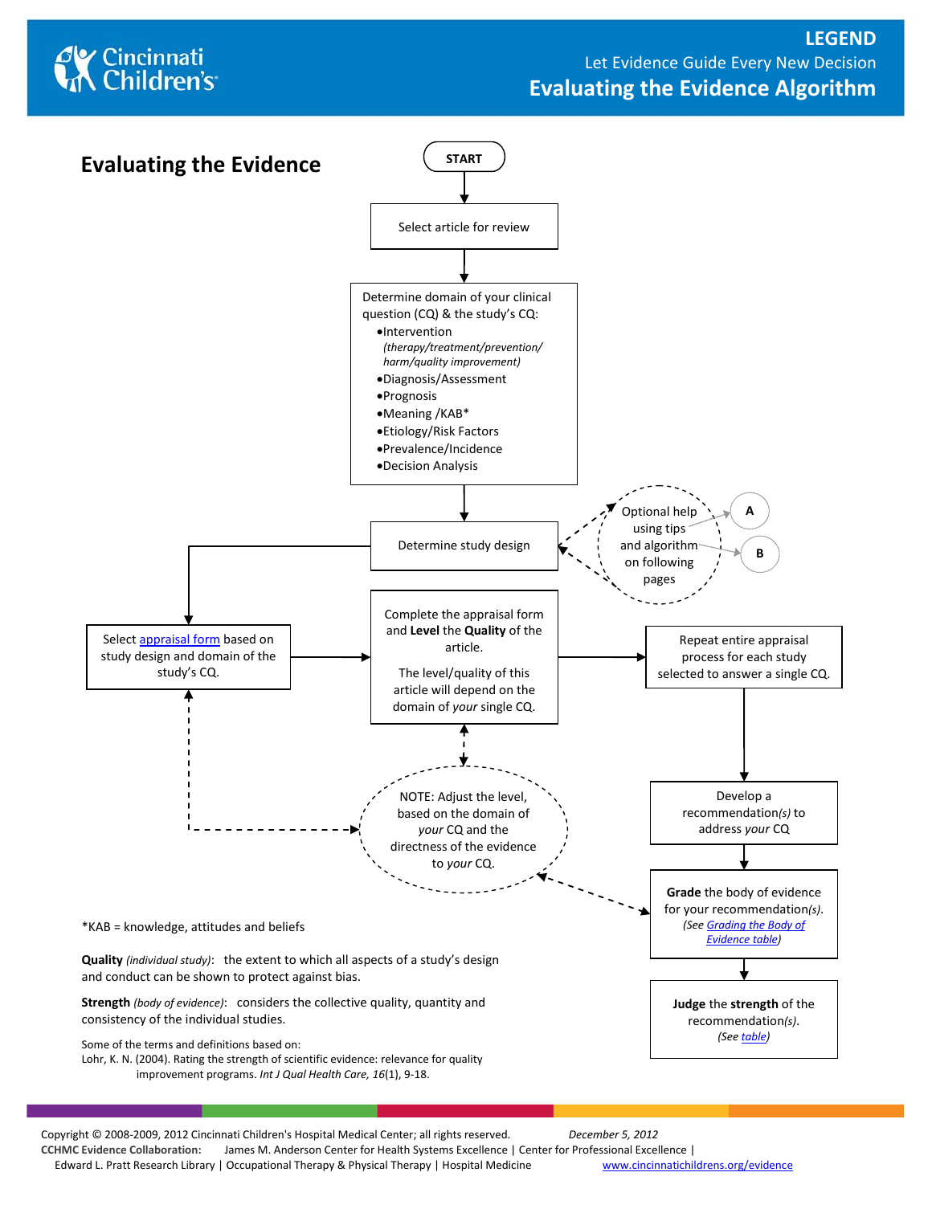# LEGEND

Let Evidence Guide Every New Decision

## Evaluating the Evidence Algorithm

## Evaluating the Evidence

START

Select article for review

Determine domain of your clinical question (CQ) & the study's CQ:
- Intervention *(therapy/treatment/prevention/ harm/quality improvement)*
- Diagnosis/Assessment
- Prognosis
- Meaning /KAB*
- Etiology/Risk Factors
- Prevalence/Incidence
- Decision Analysis

Determine study design

Optional help using tips and algorithm on following pages → A, B

Select appraisal form based on study design and domain of the study's CQ.

Complete the appraisal form and **Level** the **Quality** of the article.

The level/quality of this article will depend on the domain of *your* single CQ.

NOTE: Adjust the level, based on the domain of *your* CQ and the directness of the evidence to *your* CQ.

Repeat entire appraisal process for each study selected to answer a single CQ.

Develop a recommendation*(s)* to address *your* CQ

**Grade** the body of evidence for your recommendation*(s)*. *(See Grading the Body of Evidence table)*

**Judge** the **strength** of the recommendation*(s)*. *(See table)*

*KAB = knowledge, attitudes and beliefs

**Quality** *(individual study)*: the extent to which all aspects of a study's design and conduct can be shown to protect against bias.

**Strength** *(body of evidence)*: considers the collective quality, quantity and consistency of the individual studies.

Some of the terms and definitions based on:
Lohr, K. N. (2004). Rating the strength of scientific evidence: relevance for quality improvement programs. *Int J Qual Health Care, 16*(1), 9-18.

Copyright © 2008-2009, 2012 Cincinnati Children's Hospital Medical Center; all rights reserved. *December 5, 2012*
**CCHMC Evidence Collaboration:** James M. Anderson Center for Health Systems Excellence | Center for Professional Excellence | Edward L. Pratt Research Library | Occupational Therapy & Physical Therapy | Hospital Medicine www.cincinnatichildrens.org/evidence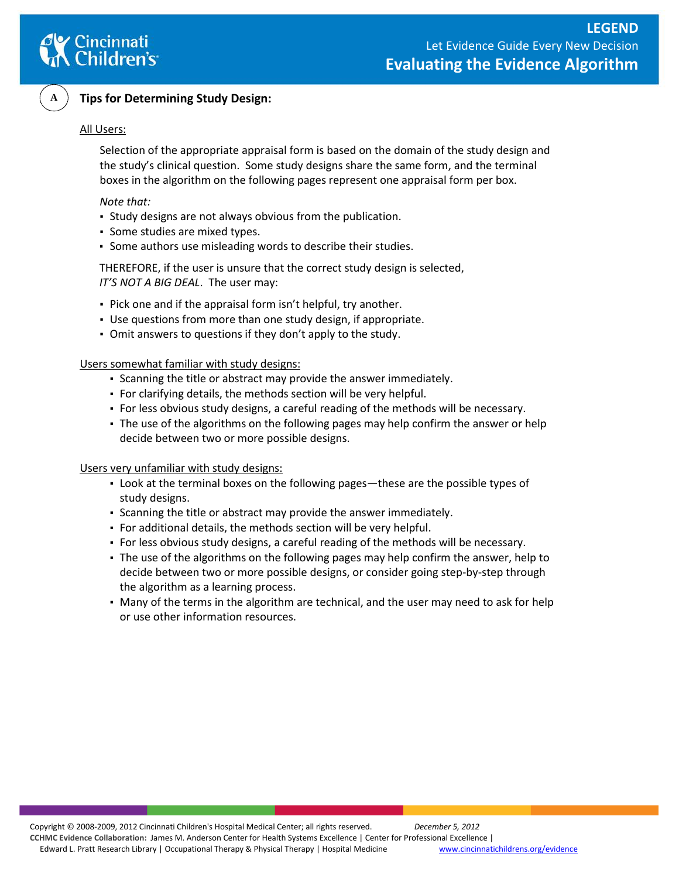# LEGEND

Let Evidence Guide Every New Decision

## Evaluating the Evidence Algorithm

### A Tips for Determining Study Design:

<u>All Users:</u>

Selection of the appropriate appraisal form is based on the domain of the study design and the study's clinical question. Some study designs share the same form, and the terminal boxes in the algorithm on the following pages represent one appraisal form per box.

*Note that:*

- Study designs are not always obvious from the publication.
- Some studies are mixed types.
- Some authors use misleading words to describe their studies.

THEREFORE, if the user is unsure that the correct study design is selected, *IT'S NOT A BIG DEAL*. The user may:

- Pick one and if the appraisal form isn't helpful, try another.
- Use questions from more than one study design, if appropriate.
- Omit answers to questions if they don't apply to the study.

<u>Users somewhat familiar with study designs:</u>

- Scanning the title or abstract may provide the answer immediately.
- For clarifying details, the methods section will be very helpful.
- For less obvious study designs, a careful reading of the methods will be necessary.
- The use of the algorithms on the following pages may help confirm the answer or help decide between two or more possible designs.

<u>Users very unfamiliar with study designs:</u>

- Look at the terminal boxes on the following pages—these are the possible types of study designs.
- Scanning the title or abstract may provide the answer immediately.
- For additional details, the methods section will be very helpful.
- For less obvious study designs, a careful reading of the methods will be necessary.
- The use of the algorithms on the following pages may help confirm the answer, help to decide between two or more possible designs, or consider going step-by-step through the algorithm as a learning process.
- Many of the terms in the algorithm are technical, and the user may need to ask for help or use other information resources.

Copyright © 2008-2009, 2012 Cincinnati Children's Hospital Medical Center; all rights reserved. *December 5, 2012*
**CCHMC Evidence Collaboration:** James M. Anderson Center for Health Systems Excellence | Center for Professional Excellence | Edward L. Pratt Research Library | Occupational Therapy & Physical Therapy | Hospital Medicine www.cincinnatichildrens.org/evidence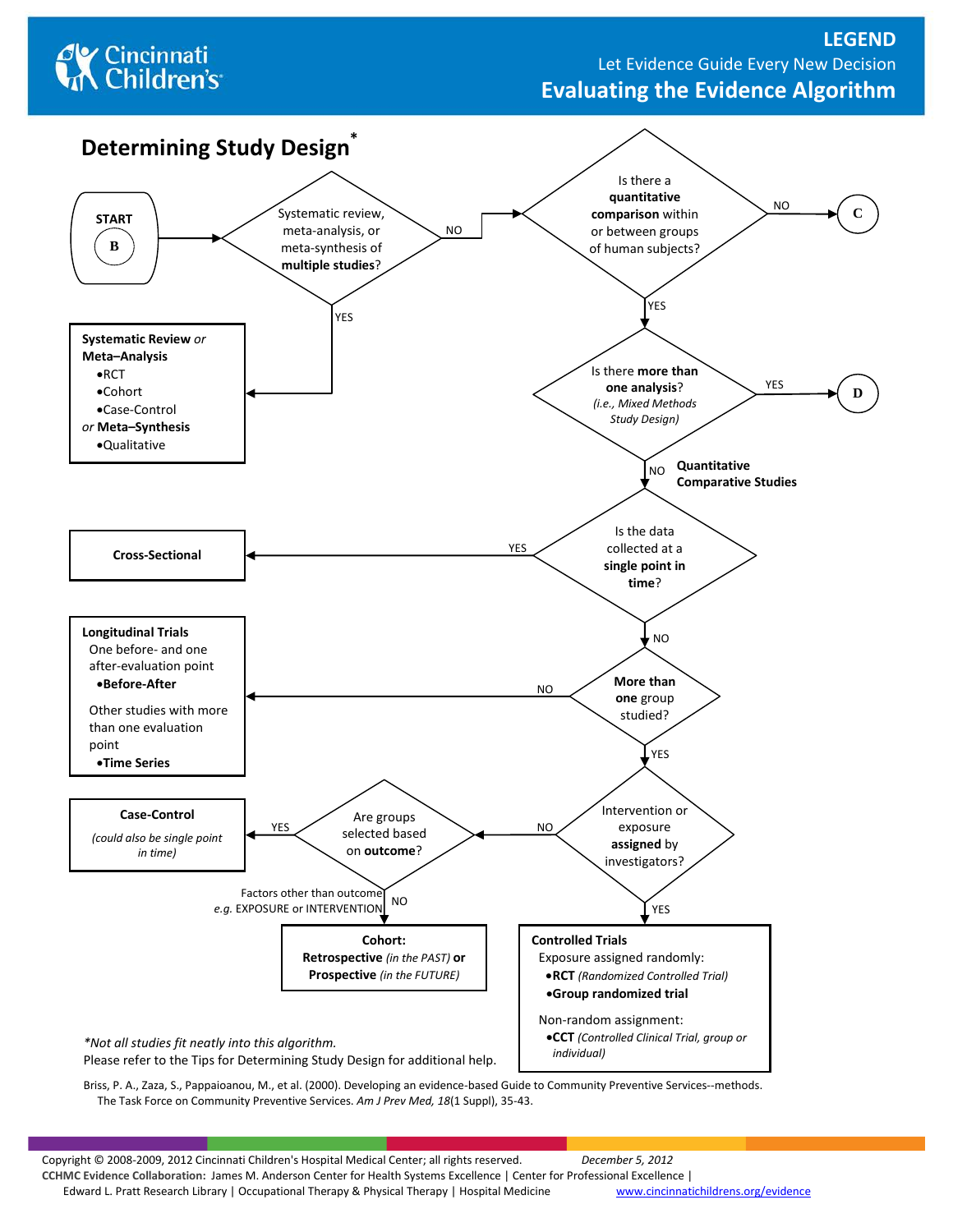# LEGEND

Let Evidence Guide Every New Decision

## Evaluating the Evidence Algorithm

## Determining Study Design*

**START** — **B**

**Systematic review, meta-analysis, or meta-synthesis of multiple studies?**

- YES → **Systematic Review** *or* **Meta–Analysis**
  - •RCT
  - •Cohort
  - •Case-Control

  *or* **Meta–Synthesis**
  - •Qualitative
- NO → **Is there a quantitative comparison within or between groups of human subjects?**
  - NO → **C**
  - YES → **Is there more than one analysis?** *(i.e., Mixed Methods Study Design)*
    - YES → **D**
    - NO → **Quantitative Comparative Studies**

**Is the data collected at a single point in time?**

- YES → **Cross-Sectional**
- NO → **More than one group studied?**
  - NO → **Longitudinal Trials**
    - One before- and one after-evaluation point
      - •**Before-After**
    - Other studies with more than one evaluation point
      - •**Time Series**
  - YES → **Intervention or exposure assigned by investigators?**
    - YES → **Controlled Trials**
      - Exposure assigned randomly:
        - •**RCT** *(Randomized Controlled Trial)*
        - •**Group randomized trial**
      - Non-random assignment:
        - •**CCT** *(Controlled Clinical Trial, group or individual)*
    - NO → **Are groups selected based on outcome?**
      - YES → **Case-Control** *(could also be single point in time)*
      - NO (Factors other than outcome *e.g.* EXPOSURE or INTERVENTION) → **Cohort: Retrospective** *(in the PAST)* **or Prospective** *(in the FUTURE)*

*\*Not all studies fit neatly into this algorithm.*

Please refer to the Tips for Determining Study Design for additional help.

Briss, P. A., Zaza, S., Pappaioanou, M., et al. (2000). Developing an evidence-based Guide to Community Preventive Services--methods. The Task Force on Community Preventive Services. *Am J Prev Med, 18*(1 Suppl), 35-43.

Copyright © 2008-2009, 2012 Cincinnati Children's Hospital Medical Center; all rights reserved. *December 5, 2012*

**CCHMC Evidence Collaboration:** James M. Anderson Center for Health Systems Excellence | Center for Professional Excellence | Edward L. Pratt Research Library | Occupational Therapy & Physical Therapy | Hospital Medicine www.cincinnatichildrens.org/evidence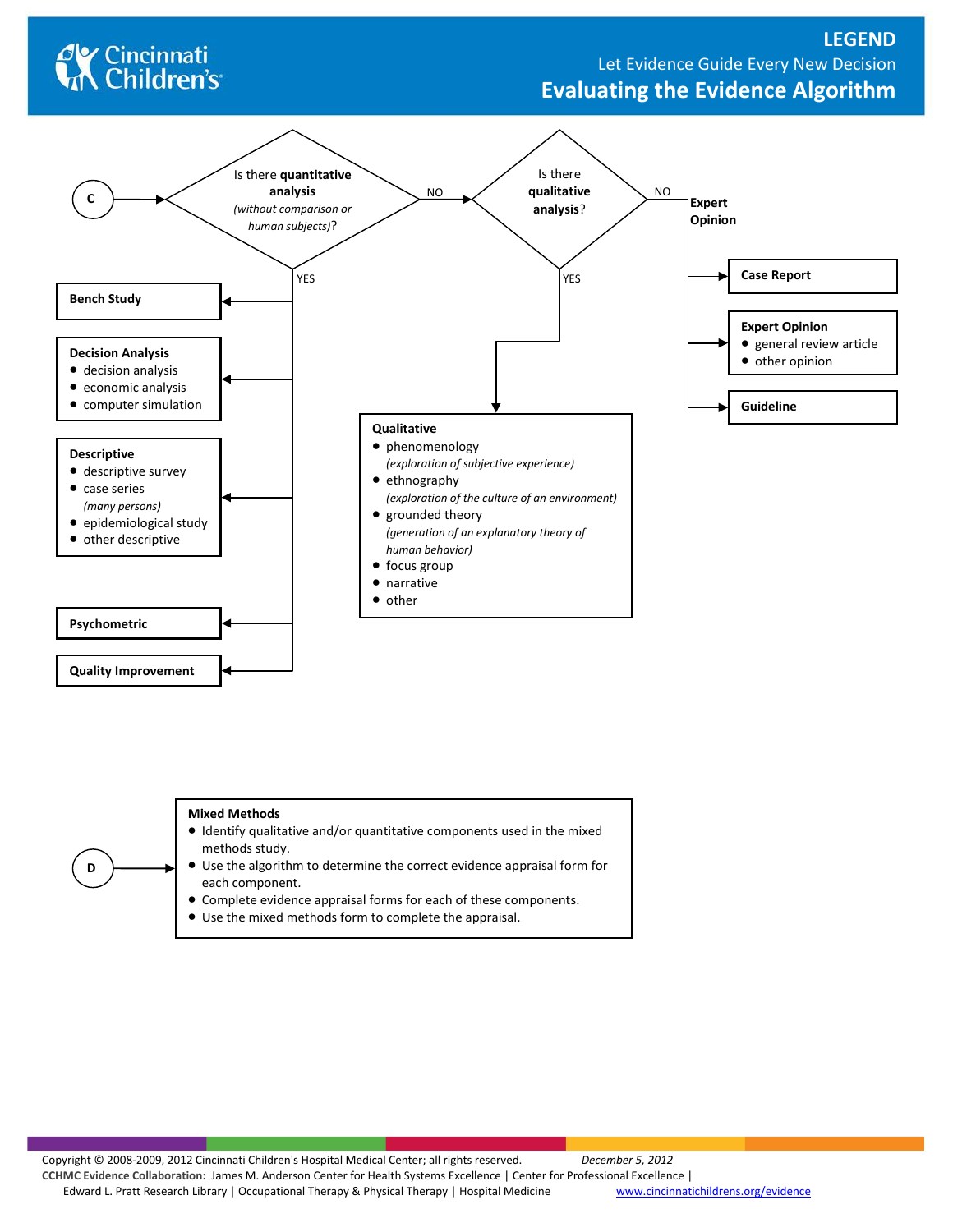# LEGEND

Let Evidence Guide Every New Decision

## Evaluating the Evidence Algorithm

C → Is there **quantitative analysis** *(without comparison or human subjects)*?

NO → Is there **qualitative analysis**?

NO → **Expert Opinion**

YES (quantitative) →

**Bench Study**

**Decision Analysis**
- decision analysis
- economic analysis
- computer simulation

**Descriptive**
- descriptive survey
- case series *(many persons)*
- epidemiological study
- other descriptive

**Psychometric**

**Quality Improvement**

YES (qualitative) →

**Qualitative**
- phenomenology *(exploration of subjective experience)*
- ethnography *(exploration of the culture of an environment)*
- grounded theory *(generation of an explanatory theory of human behavior)*
- focus group
- narrative
- other

**Expert Opinion** →

**Case Report**

**Expert Opinion**
- general review article
- other opinion

**Guideline**

D →

**Mixed Methods**
- Identify qualitative and/or quantitative components used in the mixed methods study.
- Use the algorithm to determine the correct evidence appraisal form for each component.
- Complete evidence appraisal forms for each of these components.
- Use the mixed methods form to complete the appraisal.

Copyright © 2008-2009, 2012 Cincinnati Children's Hospital Medical Center; all rights reserved. *December 5, 2012*
**CCHMC Evidence Collaboration:** James M. Anderson Center for Health Systems Excellence | Center for Professional Excellence | Edward L. Pratt Research Library | Occupational Therapy & Physical Therapy | Hospital Medicine www.cincinnatichildrens.org/evidence